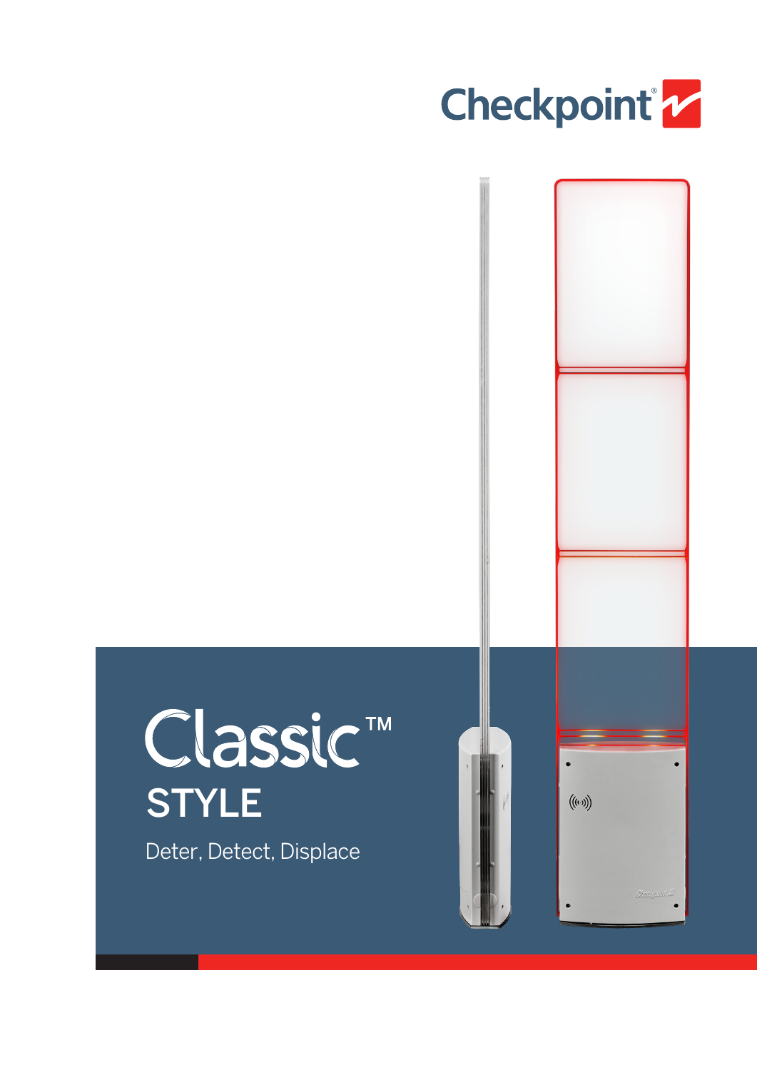Checkpoint®

# Classic™

## STYLE

Deter, Detect, Displace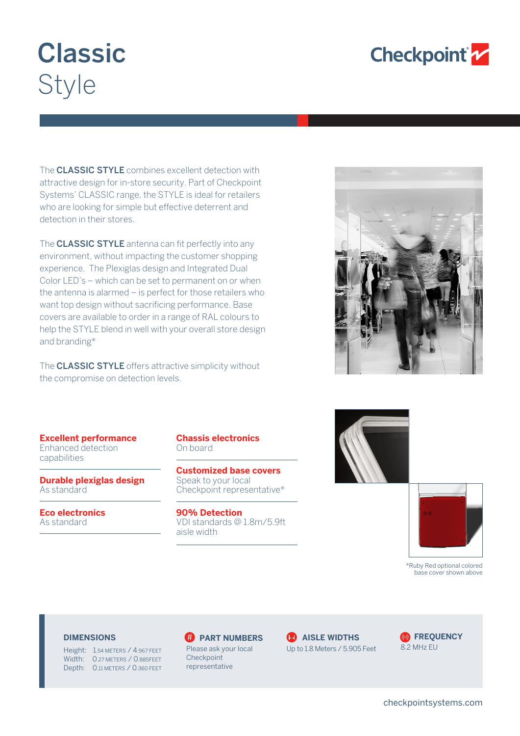# Classic
Style

The **CLASSIC STYLE** combines excellent detection with attractive design for in-store security. Part of Checkpoint Systems' CLASSIC range, the STYLE is ideal for retailers who are looking for simple but effective deterrent and detection in their stores.

The **CLASSIC STYLE** antenna can fit perfectly into any environment, without impacting the customer shopping experience. The Plexiglas design and Integrated Dual Color LED's – which can be set to permanent on or when the antenna is alarmed – is perfect for those retailers who want top design without sacrificing performance. Base covers are available to order in a range of RAL colours to help the STYLE blend in well with your overall store design and branding*

The **CLASSIC STYLE** offers attractive simplicity without the compromise on detection levels.

**Excellent performance**
Enhanced detection capabilities

**Durable plexiglas design**
As standard

**Eco electronics**
As standard

**Chassis electronics**
On board

**Customized base covers**
Speak to your local Checkpoint representative*

**90% Detection**
VDI standards @ 1.8m/5.9ft aisle width

*Ruby Red optional colored base cover shown above

**DIMENSIONS**
Height: 1.54 METERS / 4.967 FEET
Width: 0.27 METERS / 0.885FEET
Depth: 0.11 METERS / 0.360 FEET

**PART NUMBERS**
Please ask your local Checkpoint representative

**AISLE WIDTHS**
Up to 1.8 Meters / 5.905 Feet

**FREQUENCY**
8.2 MHz EU

checkpointsystems.com